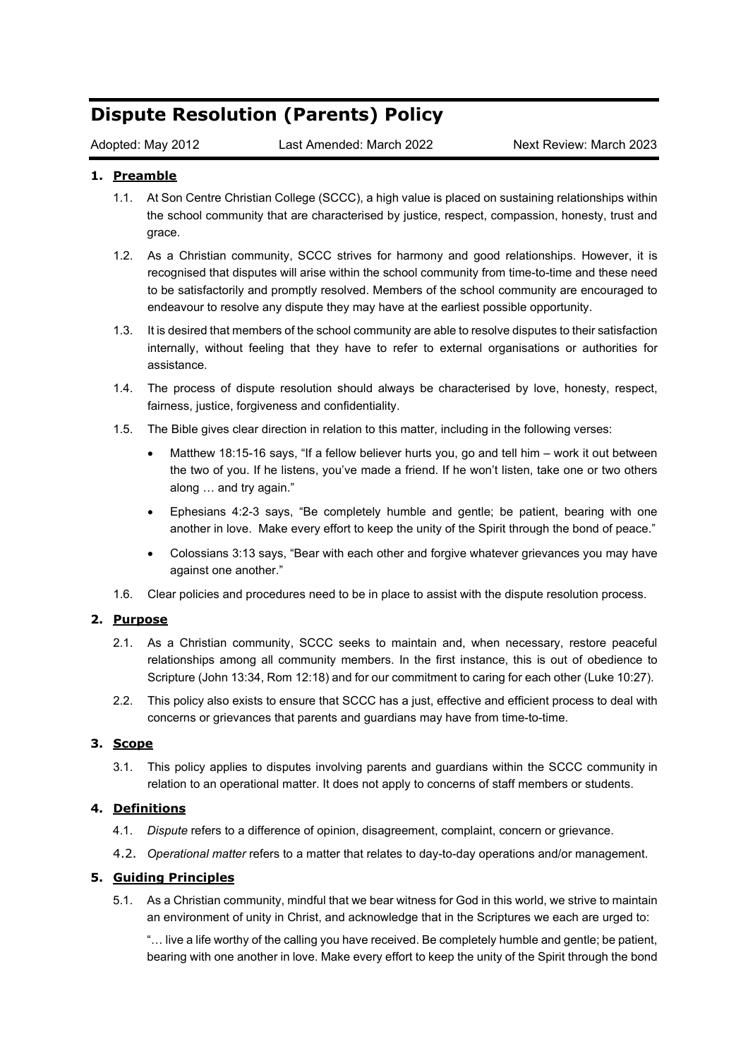# Dispute Resolution (Parents) Policy

Adopted: May 2012 Last Amended: March 2022 Next Review: March 2023

## 1. Preamble

1.1. At Son Centre Christian College (SCCC), a high value is placed on sustaining relationships within the school community that are characterised by justice, respect, compassion, honesty, trust and grace.

1.2. As a Christian community, SCCC strives for harmony and good relationships. However, it is recognised that disputes will arise within the school community from time-to-time and these need to be satisfactorily and promptly resolved. Members of the school community are encouraged to endeavour to resolve any dispute they may have at the earliest possible opportunity.

1.3. It is desired that members of the school community are able to resolve disputes to their satisfaction internally, without feeling that they have to refer to external organisations or authorities for assistance.

1.4. The process of dispute resolution should always be characterised by love, honesty, respect, fairness, justice, forgiveness and confidentiality.

1.5. The Bible gives clear direction in relation to this matter, including in the following verses:

- Matthew 18:15-16 says, "If a fellow believer hurts you, go and tell him – work it out between the two of you. If he listens, you've made a friend. If he won't listen, take one or two others along … and try again."
- Ephesians 4:2-3 says, "Be completely humble and gentle; be patient, bearing with one another in love. Make every effort to keep the unity of the Spirit through the bond of peace."
- Colossians 3:13 says, "Bear with each other and forgive whatever grievances you may have against one another."

1.6. Clear policies and procedures need to be in place to assist with the dispute resolution process.

## 2. Purpose

2.1. As a Christian community, SCCC seeks to maintain and, when necessary, restore peaceful relationships among all community members. In the first instance, this is out of obedience to Scripture (John 13:34, Rom 12:18) and for our commitment to caring for each other (Luke 10:27).

2.2. This policy also exists to ensure that SCCC has a just, effective and efficient process to deal with concerns or grievances that parents and guardians may have from time-to-time.

## 3. Scope

3.1. This policy applies to disputes involving parents and guardians within the SCCC community in relation to an operational matter. It does not apply to concerns of staff members or students.

## 4. Definitions

4.1. *Dispute* refers to a difference of opinion, disagreement, complaint, concern or grievance.

4.2. *Operational matter* refers to a matter that relates to day-to-day operations and/or management.

## 5. Guiding Principles

5.1. As a Christian community, mindful that we bear witness for God in this world, we strive to maintain an environment of unity in Christ, and acknowledge that in the Scriptures we each are urged to:

"… live a life worthy of the calling you have received. Be completely humble and gentle; be patient, bearing with one another in love. Make every effort to keep the unity of the Spirit through the bond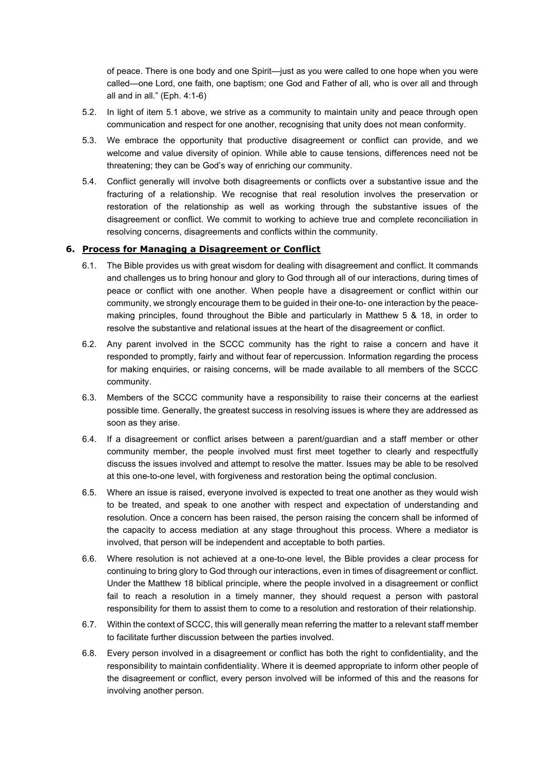of peace. There is one body and one Spirit—just as you were called to one hope when you were called—one Lord, one faith, one baptism; one God and Father of all, who is over all and through all and in all." (Eph. 4:1-6)

5.2. In light of item 5.1 above, we strive as a community to maintain unity and peace through open communication and respect for one another, recognising that unity does not mean conformity.

5.3. We embrace the opportunity that productive disagreement or conflict can provide, and we welcome and value diversity of opinion. While able to cause tensions, differences need not be threatening; they can be God's way of enriching our community.

5.4. Conflict generally will involve both disagreements or conflicts over a substantive issue and the fracturing of a relationship. We recognise that real resolution involves the preservation or restoration of the relationship as well as working through the substantive issues of the disagreement or conflict. We commit to working to achieve true and complete reconciliation in resolving concerns, disagreements and conflicts within the community.

## 6. Process for Managing a Disagreement or Conflict

6.1. The Bible provides us with great wisdom for dealing with disagreement and conflict. It commands and challenges us to bring honour and glory to God through all of our interactions, during times of peace or conflict with one another. When people have a disagreement or conflict within our community, we strongly encourage them to be guided in their one-to- one interaction by the peace-making principles, found throughout the Bible and particularly in Matthew 5 & 18, in order to resolve the substantive and relational issues at the heart of the disagreement or conflict.

6.2. Any parent involved in the SCCC community has the right to raise a concern and have it responded to promptly, fairly and without fear of repercussion. Information regarding the process for making enquiries, or raising concerns, will be made available to all members of the SCCC community.

6.3. Members of the SCCC community have a responsibility to raise their concerns at the earliest possible time. Generally, the greatest success in resolving issues is where they are addressed as soon as they arise.

6.4. If a disagreement or conflict arises between a parent/guardian and a staff member or other community member, the people involved must first meet together to clearly and respectfully discuss the issues involved and attempt to resolve the matter. Issues may be able to be resolved at this one-to-one level, with forgiveness and restoration being the optimal conclusion.

6.5. Where an issue is raised, everyone involved is expected to treat one another as they would wish to be treated, and speak to one another with respect and expectation of understanding and resolution. Once a concern has been raised, the person raising the concern shall be informed of the capacity to access mediation at any stage throughout this process. Where a mediator is involved, that person will be independent and acceptable to both parties.

6.6. Where resolution is not achieved at a one-to-one level, the Bible provides a clear process for continuing to bring glory to God through our interactions, even in times of disagreement or conflict. Under the Matthew 18 biblical principle, where the people involved in a disagreement or conflict fail to reach a resolution in a timely manner, they should request a person with pastoral responsibility for them to assist them to come to a resolution and restoration of their relationship.

6.7. Within the context of SCCC, this will generally mean referring the matter to a relevant staff member to facilitate further discussion between the parties involved.

6.8. Every person involved in a disagreement or conflict has both the right to confidentiality, and the responsibility to maintain confidentiality. Where it is deemed appropriate to inform other people of the disagreement or conflict, every person involved will be informed of this and the reasons for involving another person.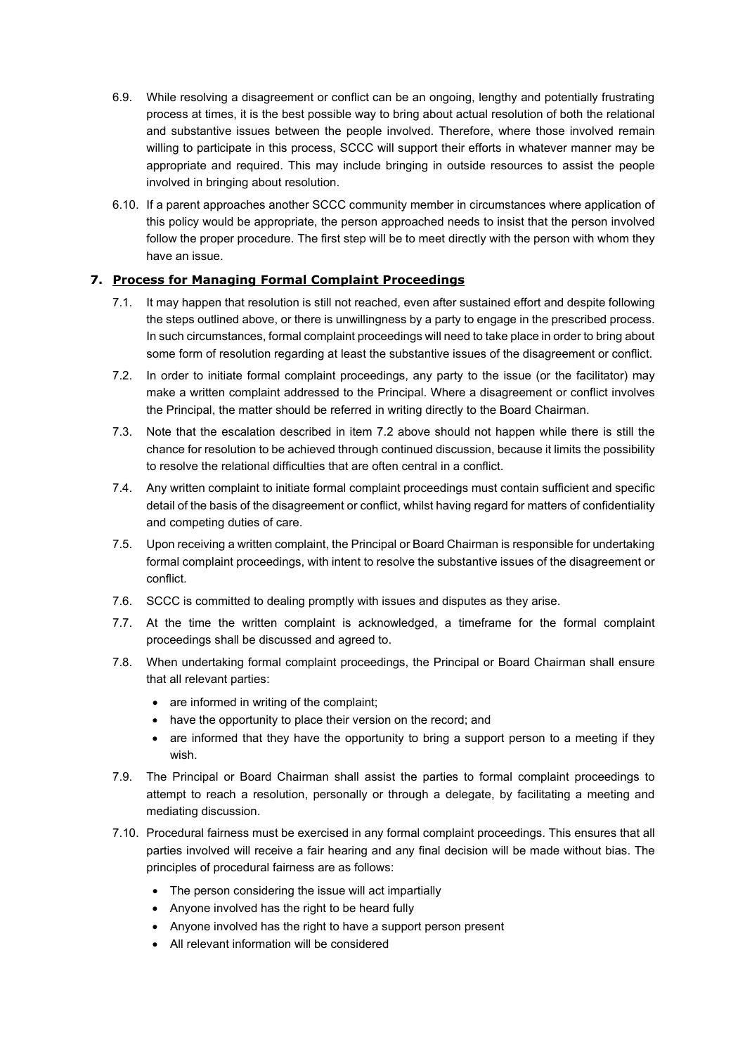6.9. While resolving a disagreement or conflict can be an ongoing, lengthy and potentially frustrating process at times, it is the best possible way to bring about actual resolution of both the relational and substantive issues between the people involved. Therefore, where those involved remain willing to participate in this process, SCCC will support their efforts in whatever manner may be appropriate and required. This may include bringing in outside resources to assist the people involved in bringing about resolution.

6.10. If a parent approaches another SCCC community member in circumstances where application of this policy would be appropriate, the person approached needs to insist that the person involved follow the proper procedure. The first step will be to meet directly with the person with whom they have an issue.

## 7. Process for Managing Formal Complaint Proceedings

7.1. It may happen that resolution is still not reached, even after sustained effort and despite following the steps outlined above, or there is unwillingness by a party to engage in the prescribed process. In such circumstances, formal complaint proceedings will need to take place in order to bring about some form of resolution regarding at least the substantive issues of the disagreement or conflict.

7.2. In order to initiate formal complaint proceedings, any party to the issue (or the facilitator) may make a written complaint addressed to the Principal. Where a disagreement or conflict involves the Principal, the matter should be referred in writing directly to the Board Chairman.

7.3. Note that the escalation described in item 7.2 above should not happen while there is still the chance for resolution to be achieved through continued discussion, because it limits the possibility to resolve the relational difficulties that are often central in a conflict.

7.4. Any written complaint to initiate formal complaint proceedings must contain sufficient and specific detail of the basis of the disagreement or conflict, whilst having regard for matters of confidentiality and competing duties of care.

7.5. Upon receiving a written complaint, the Principal or Board Chairman is responsible for undertaking formal complaint proceedings, with intent to resolve the substantive issues of the disagreement or conflict.

7.6. SCCC is committed to dealing promptly with issues and disputes as they arise.

7.7. At the time the written complaint is acknowledged, a timeframe for the formal complaint proceedings shall be discussed and agreed to.

7.8. When undertaking formal complaint proceedings, the Principal or Board Chairman shall ensure that all relevant parties:

- are informed in writing of the complaint;
- have the opportunity to place their version on the record; and
- are informed that they have the opportunity to bring a support person to a meeting if they wish.

7.9. The Principal or Board Chairman shall assist the parties to formal complaint proceedings to attempt to reach a resolution, personally or through a delegate, by facilitating a meeting and mediating discussion.

7.10. Procedural fairness must be exercised in any formal complaint proceedings. This ensures that all parties involved will receive a fair hearing and any final decision will be made without bias. The principles of procedural fairness are as follows:

- The person considering the issue will act impartially
- Anyone involved has the right to be heard fully
- Anyone involved has the right to have a support person present
- All relevant information will be considered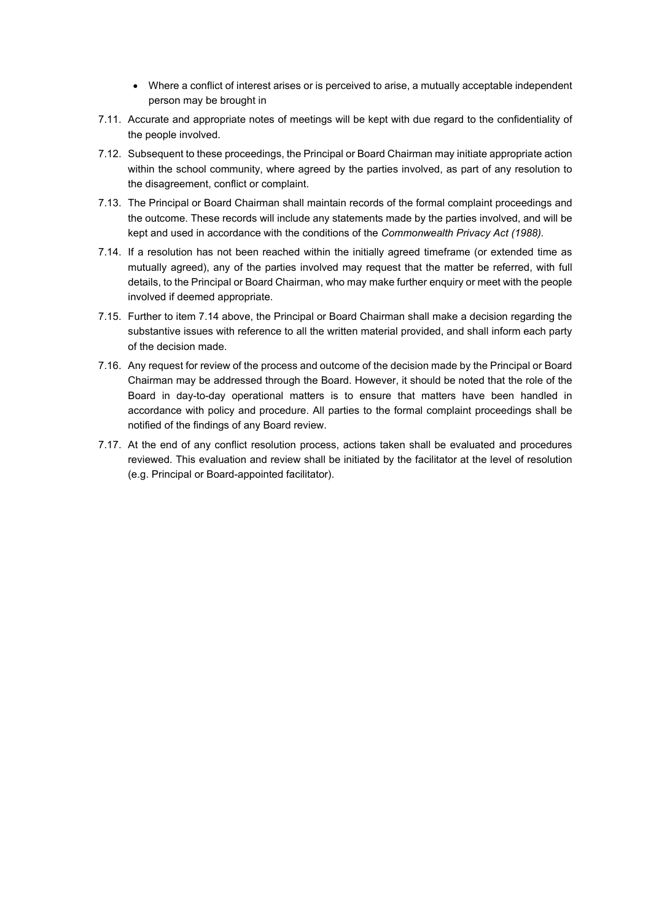- Where a conflict of interest arises or is perceived to arise, a mutually acceptable independent person may be brought in

7.11. Accurate and appropriate notes of meetings will be kept with due regard to the confidentiality of the people involved.

7.12. Subsequent to these proceedings, the Principal or Board Chairman may initiate appropriate action within the school community, where agreed by the parties involved, as part of any resolution to the disagreement, conflict or complaint.

7.13. The Principal or Board Chairman shall maintain records of the formal complaint proceedings and the outcome. These records will include any statements made by the parties involved, and will be kept and used in accordance with the conditions of the *Commonwealth Privacy Act (1988).*

7.14. If a resolution has not been reached within the initially agreed timeframe (or extended time as mutually agreed), any of the parties involved may request that the matter be referred, with full details, to the Principal or Board Chairman, who may make further enquiry or meet with the people involved if deemed appropriate.

7.15. Further to item 7.14 above, the Principal or Board Chairman shall make a decision regarding the substantive issues with reference to all the written material provided, and shall inform each party of the decision made.

7.16. Any request for review of the process and outcome of the decision made by the Principal or Board Chairman may be addressed through the Board. However, it should be noted that the role of the Board in day-to-day operational matters is to ensure that matters have been handled in accordance with policy and procedure. All parties to the formal complaint proceedings shall be notified of the findings of any Board review.

7.17. At the end of any conflict resolution process, actions taken shall be evaluated and procedures reviewed. This evaluation and review shall be initiated by the facilitator at the level of resolution (e.g. Principal or Board-appointed facilitator).